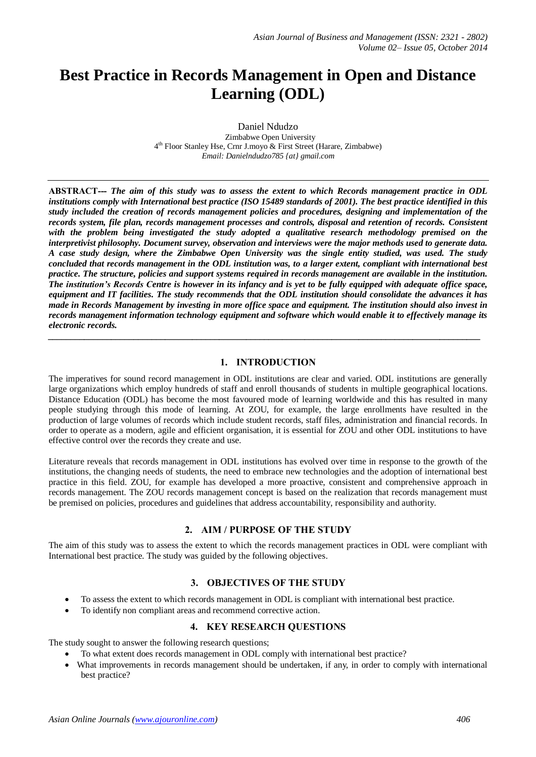# Best Practice in Records Management in Open and Distance Learning (ODL)

Daniel Ndudzo

Zimbabwe Open University
4th Floor Stanley Hse, Crnr J.moyo & First Street (Harare, Zimbabwe)
*Email: Danielndudzo785 {at} gmail.com*

---

**ABSTRACT---** ***The aim of this study was to assess the extent to which Records management practice in ODL institutions comply with International best practice (ISO 15489 standards of 2001). The best practice identified in this study included the creation of records management policies and procedures, designing and implementation of the records system, file plan, records management processes and controls, disposal and retention of records. Consistent with the problem being investigated the study adopted a qualitative research methodology premised on the interpretivist philosophy. Document survey, observation and interviews were the major methods used to generate data. A case study design, where the Zimbabwe Open University was the single entity studied, was used. The study concluded that records management in the ODL institution was, to a larger extent, compliant with international best practice. The structure, policies and support systems required in records management are available in the institution. The institution's Records Centre is however in its infancy and is yet to be fully equipped with adequate office space, equipment and IT facilities. The study recommends that the ODL institution should consolidate the advances it has made in Records Management by investing in more office space and equipment. The institution should also invest in records management information technology equipment and software which would enable it to effectively manage its electronic records.***

---

## 1. INTRODUCTION

The imperatives for sound record management in ODL institutions are clear and varied. ODL institutions are generally large organizations which employ hundreds of staff and enroll thousands of students in multiple geographical locations. Distance Education (ODL) has become the most favoured mode of learning worldwide and this has resulted in many people studying through this mode of learning. At ZOU, for example, the large enrollments have resulted in the production of large volumes of records which include student records, staff files, administration and financial records. In order to operate as a modern, agile and efficient organisation, it is essential for ZOU and other ODL institutions to have effective control over the records they create and use.

Literature reveals that records management in ODL institutions has evolved over time in response to the growth of the institutions, the changing needs of students, the need to embrace new technologies and the adoption of international best practice in this field. ZOU, for example has developed a more proactive, consistent and comprehensive approach in records management. The ZOU records management concept is based on the realization that records management must be premised on policies, procedures and guidelines that address accountability, responsibility and authority.

## 2. AIM / PURPOSE OF THE STUDY

The aim of this study was to assess the extent to which the records management practices in ODL were compliant with International best practice. The study was guided by the following objectives.

## 3. OBJECTIVES OF THE STUDY

- To assess the extent to which records management in ODL is compliant with international best practice.
- To identify non compliant areas and recommend corrective action.

## 4. KEY RESEARCH QUESTIONS

The study sought to answer the following research questions;

- To what extent does records management in ODL comply with international best practice?
- What improvements in records management should be undertaken, if any, in order to comply with international best practice?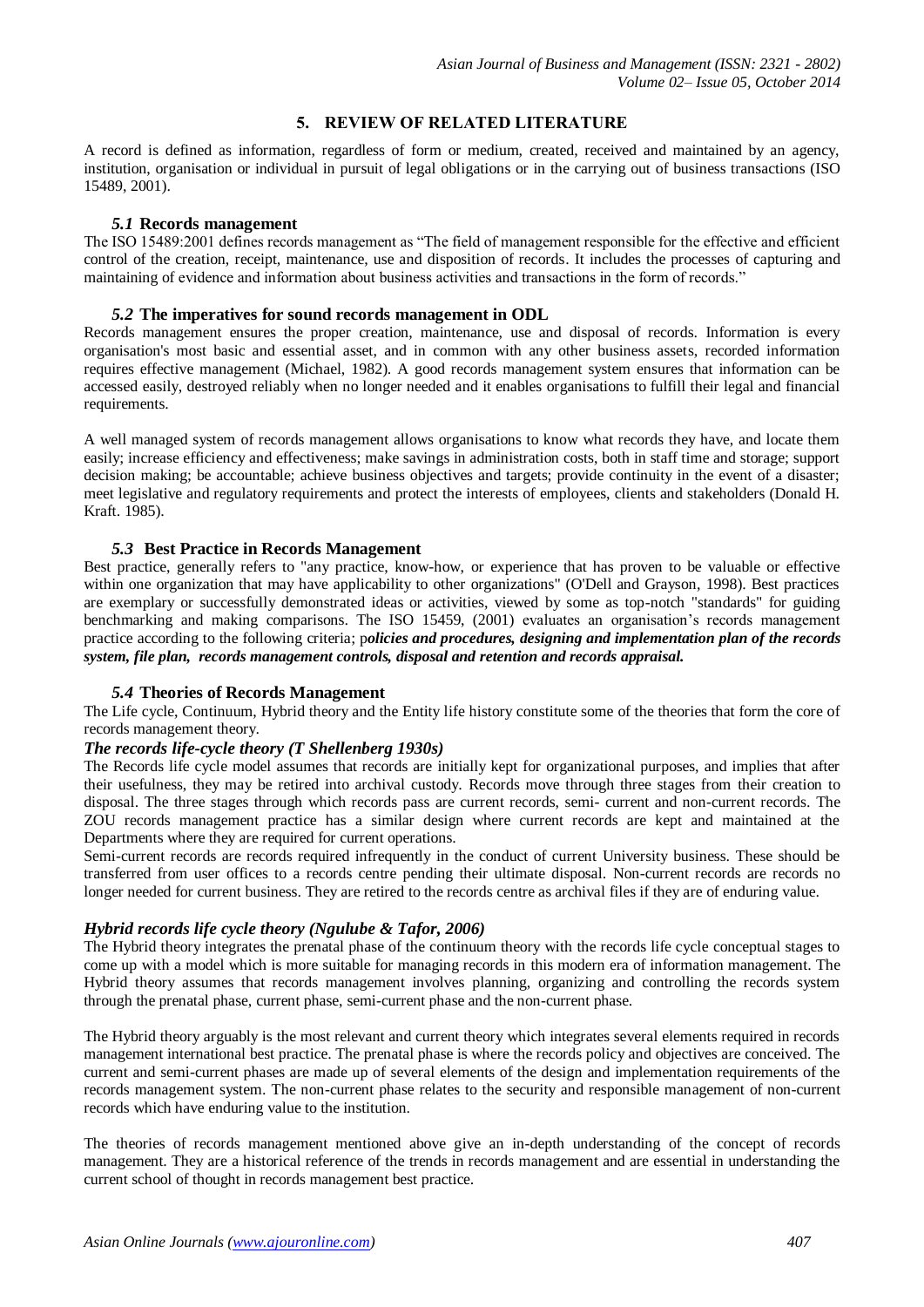## 5. REVIEW OF RELATED LITERATURE

A record is defined as information, regardless of form or medium, created, received and maintained by an agency, institution, organisation or individual in pursuit of legal obligations or in the carrying out of business transactions (ISO 15489, 2001).

### *5.1* Records management

The ISO 15489:2001 defines records management as "The field of management responsible for the effective and efficient control of the creation, receipt, maintenance, use and disposition of records. It includes the processes of capturing and maintaining of evidence and information about business activities and transactions in the form of records."

### *5.2* The imperatives for sound records management in ODL

Records management ensures the proper creation, maintenance, use and disposal of records. Information is every organisation's most basic and essential asset, and in common with any other business assets, recorded information requires effective management (Michael, 1982). A good records management system ensures that information can be accessed easily, destroyed reliably when no longer needed and it enables organisations to fulfill their legal and financial requirements.

A well managed system of records management allows organisations to know what records they have, and locate them easily; increase efficiency and effectiveness; make savings in administration costs, both in staff time and storage; support decision making; be accountable; achieve business objectives and targets; provide continuity in the event of a disaster; meet legislative and regulatory requirements and protect the interests of employees, clients and stakeholders (Donald H. Kraft. 1985).

### *5.3* Best Practice in Records Management

Best practice, generally refers to "any practice, know-how, or experience that has proven to be valuable or effective within one organization that may have applicability to other organizations" (O'Dell and Grayson, 1998). Best practices are exemplary or successfully demonstrated ideas or activities, viewed by some as top-notch "standards" for guiding benchmarking and making comparisons. The ISO 15459, (2001) evaluates an organisation's records management practice according to the following criteria; p***olicies and procedures, designing and implementation plan of the records system, file plan, records management controls, disposal and retention and records appraisal.***

### *5.4* Theories of Records Management

The Life cycle, Continuum, Hybrid theory and the Entity life history constitute some of the theories that form the core of records management theory.

***The records life-cycle theory (T Shellenberg 1930s)***

The Records life cycle model assumes that records are initially kept for organizational purposes, and implies that after their usefulness, they may be retired into archival custody. Records move through three stages from their creation to disposal. The three stages through which records pass are current records, semi- current and non-current records. The ZOU records management practice has a similar design where current records are kept and maintained at the Departments where they are required for current operations.

Semi-current records are records required infrequently in the conduct of current University business. These should be transferred from user offices to a records centre pending their ultimate disposal. Non-current records are records no longer needed for current business. They are retired to the records centre as archival files if they are of enduring value.

***Hybrid records life cycle theory (Ngulube & Tafor, 2006)***

The Hybrid theory integrates the prenatal phase of the continuum theory with the records life cycle conceptual stages to come up with a model which is more suitable for managing records in this modern era of information management. The Hybrid theory assumes that records management involves planning, organizing and controlling the records system through the prenatal phase, current phase, semi-current phase and the non-current phase.

The Hybrid theory arguably is the most relevant and current theory which integrates several elements required in records management international best practice. The prenatal phase is where the records policy and objectives are conceived. The current and semi-current phases are made up of several elements of the design and implementation requirements of the records management system. The non-current phase relates to the security and responsible management of non-current records which have enduring value to the institution.

The theories of records management mentioned above give an in-depth understanding of the concept of records management. They are a historical reference of the trends in records management and are essential in understanding the current school of thought in records management best practice.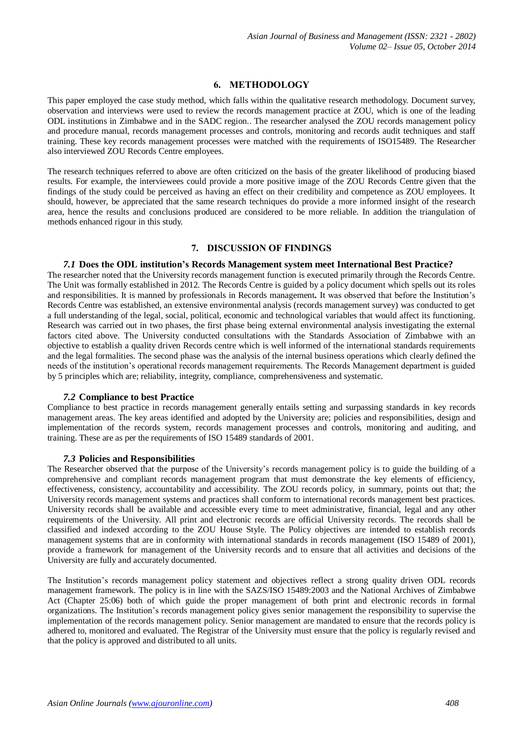## 6. METHODOLOGY

This paper employed the case study method, which falls within the qualitative research methodology. Document survey, observation and interviews were used to review the records management practice at ZOU, which is one of the leading ODL institutions in Zimbabwe and in the SADC region.. The researcher analysed the ZOU records management policy and procedure manual, records management processes and controls, monitoring and records audit techniques and staff training. These key records management processes were matched with the requirements of ISO15489. The Researcher also interviewed ZOU Records Centre employees.

The research techniques referred to above are often criticized on the basis of the greater likelihood of producing biased results. For example, the interviewees could provide a more positive image of the ZOU Records Centre given that the findings of the study could be perceived as having an effect on their credibility and competence as ZOU employees. It should, however, be appreciated that the same research techniques do provide a more informed insight of the research area, hence the results and conclusions produced are considered to be more reliable. In addition the triangulation of methods enhanced rigour in this study.

## 7. DISCUSSION OF FINDINGS

### *7.1* Does the ODL institution's Records Management system meet International Best Practice?

The researcher noted that the University records management function is executed primarily through the Records Centre. The Unit was formally established in 2012. The Records Centre is guided by a policy document which spells out its roles and responsibilities. It is manned by professionals in Records management**.** It was observed that before the Institution's Records Centre was established, an extensive environmental analysis (records management survey) was conducted to get a full understanding of the legal, social, political, economic and technological variables that would affect its functioning. Research was carried out in two phases, the first phase being external environmental analysis investigating the external factors cited above. The University conducted consultations with the Standards Association of Zimbabwe with an objective to establish a quality driven Records centre which is well informed of the international standards requirements and the legal formalities. The second phase was the analysis of the internal business operations which clearly defined the needs of the institution's operational records management requirements. The Records Management department is guided by 5 principles which are; reliability, integrity, compliance, comprehensiveness and systematic.

### *7.2* Compliance to best Practice

Compliance to best practice in records management generally entails setting and surpassing standards in key records management areas. The key areas identified and adopted by the University are; policies and responsibilities, design and implementation of the records system, records management processes and controls, monitoring and auditing, and training. These are as per the requirements of ISO 15489 standards of 2001.

### *7.3* Policies and Responsibilities

The Researcher observed that the purpose of the University's records management policy is to guide the building of a comprehensive and compliant records management program that must demonstrate the key elements of efficiency, effectiveness, consistency, accountability and accessibility. The ZOU records policy, in summary, points out that; the University records management systems and practices shall conform to international records management best practices. University records shall be available and accessible every time to meet administrative, financial, legal and any other requirements of the University. All print and electronic records are official University records. The records shall be classified and indexed according to the ZOU House Style. The Policy objectives are intended to establish records management systems that are in conformity with international standards in records management (ISO 15489 of 2001), provide a framework for management of the University records and to ensure that all activities and decisions of the University are fully and accurately documented.

The Institution's records management policy statement and objectives reflect a strong quality driven ODL records management framework. The policy is in line with the SAZS/ISO 15489:2003 and the National Archives of Zimbabwe Act (Chapter 25:06) both of which guide the proper management of both print and electronic records in formal organizations. The Institution's records management policy gives senior management the responsibility to supervise the implementation of the records management policy. Senior management are mandated to ensure that the records policy is adhered to, monitored and evaluated. The Registrar of the University must ensure that the policy is regularly revised and that the policy is approved and distributed to all units.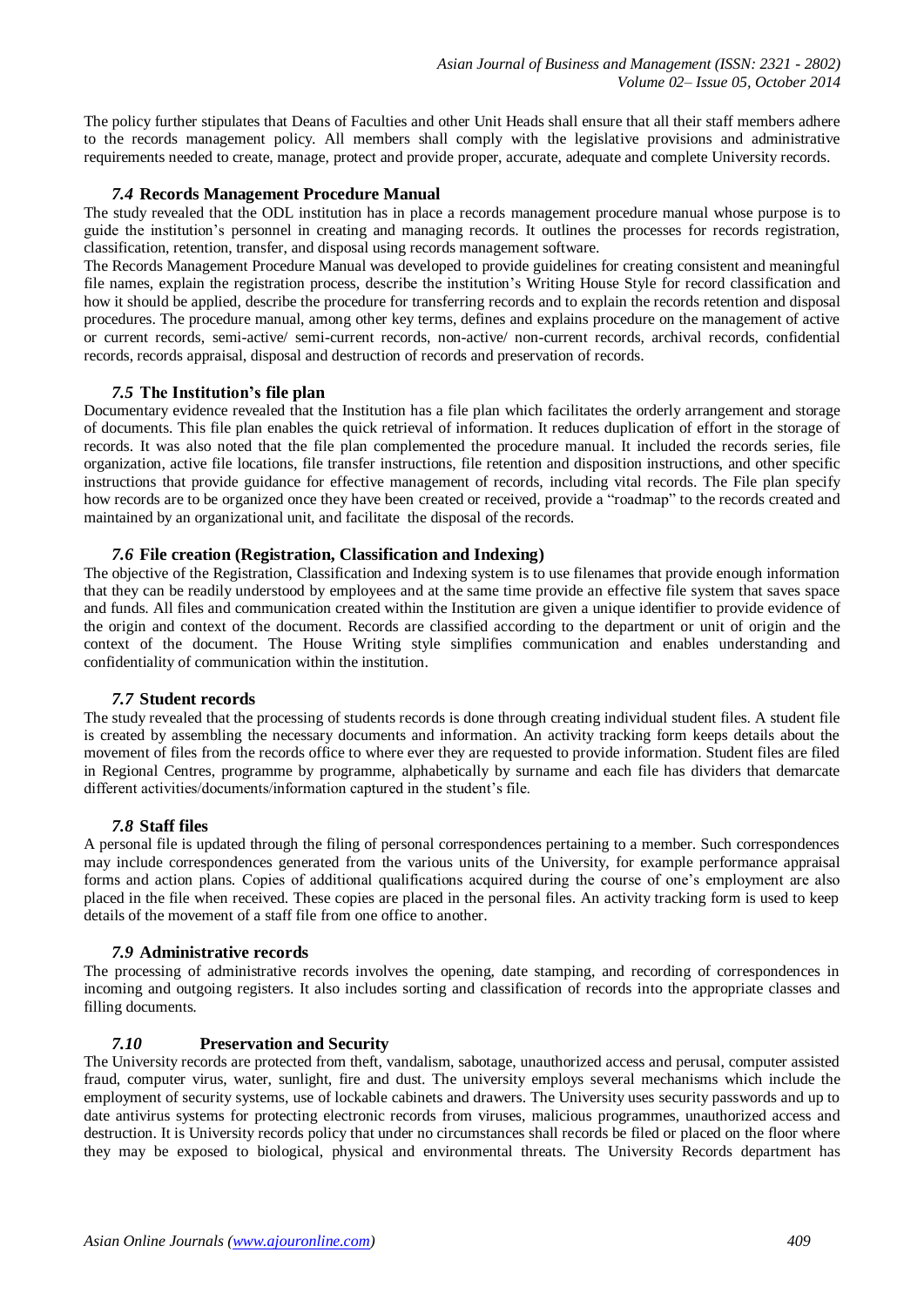The policy further stipulates that Deans of Faculties and other Unit Heads shall ensure that all their staff members adhere to the records management policy. All members shall comply with the legislative provisions and administrative requirements needed to create, manage, protect and provide proper, accurate, adequate and complete University records.

### *7.4* Records Management Procedure Manual

The study revealed that the ODL institution has in place a records management procedure manual whose purpose is to guide the institution's personnel in creating and managing records. It outlines the processes for records registration, classification, retention, transfer, and disposal using records management software.

The Records Management Procedure Manual was developed to provide guidelines for creating consistent and meaningful file names, explain the registration process, describe the institution's Writing House Style for record classification and how it should be applied, describe the procedure for transferring records and to explain the records retention and disposal procedures. The procedure manual, among other key terms, defines and explains procedure on the management of active or current records, semi-active/ semi-current records, non-active/ non-current records, archival records, confidential records, records appraisal, disposal and destruction of records and preservation of records.

### *7.5* The Institution's file plan

Documentary evidence revealed that the Institution has a file plan which facilitates the orderly arrangement and storage of documents. This file plan enables the quick retrieval of information. It reduces duplication of effort in the storage of records. It was also noted that the file plan complemented the procedure manual. It included the records series, file organization, active file locations, file transfer instructions, file retention and disposition instructions, and other specific instructions that provide guidance for effective management of records, including vital records. The File plan specify how records are to be organized once they have been created or received, provide a "roadmap" to the records created and maintained by an organizational unit, and facilitate the disposal of the records.

### *7.6* File creation (Registration, Classification and Indexing)

The objective of the Registration, Classification and Indexing system is to use filenames that provide enough information that they can be readily understood by employees and at the same time provide an effective file system that saves space and funds. All files and communication created within the Institution are given a unique identifier to provide evidence of the origin and context of the document. Records are classified according to the department or unit of origin and the context of the document. The House Writing style simplifies communication and enables understanding and confidentiality of communication within the institution.

### *7.7* Student records

The study revealed that the processing of students records is done through creating individual student files. A student file is created by assembling the necessary documents and information. An activity tracking form keeps details about the movement of files from the records office to where ever they are requested to provide information. Student files are filed in Regional Centres, programme by programme, alphabetically by surname and each file has dividers that demarcate different activities/documents/information captured in the student's file.

### *7.8* Staff files

A personal file is updated through the filing of personal correspondences pertaining to a member. Such correspondences may include correspondences generated from the various units of the University, for example performance appraisal forms and action plans. Copies of additional qualifications acquired during the course of one's employment are also placed in the file when received. These copies are placed in the personal files. An activity tracking form is used to keep details of the movement of a staff file from one office to another.

### *7.9* Administrative records

The processing of administrative records involves the opening, date stamping, and recording of correspondences in incoming and outgoing registers. It also includes sorting and classification of records into the appropriate classes and filling documents.

### *7.10* Preservation and Security

The University records are protected from theft, vandalism, sabotage, unauthorized access and perusal, computer assisted fraud, computer virus, water, sunlight, fire and dust. The university employs several mechanisms which include the employment of security systems, use of lockable cabinets and drawers. The University uses security passwords and up to date antivirus systems for protecting electronic records from viruses, malicious programmes, unauthorized access and destruction. It is University records policy that under no circumstances shall records be filed or placed on the floor where they may be exposed to biological, physical and environmental threats. The University Records department has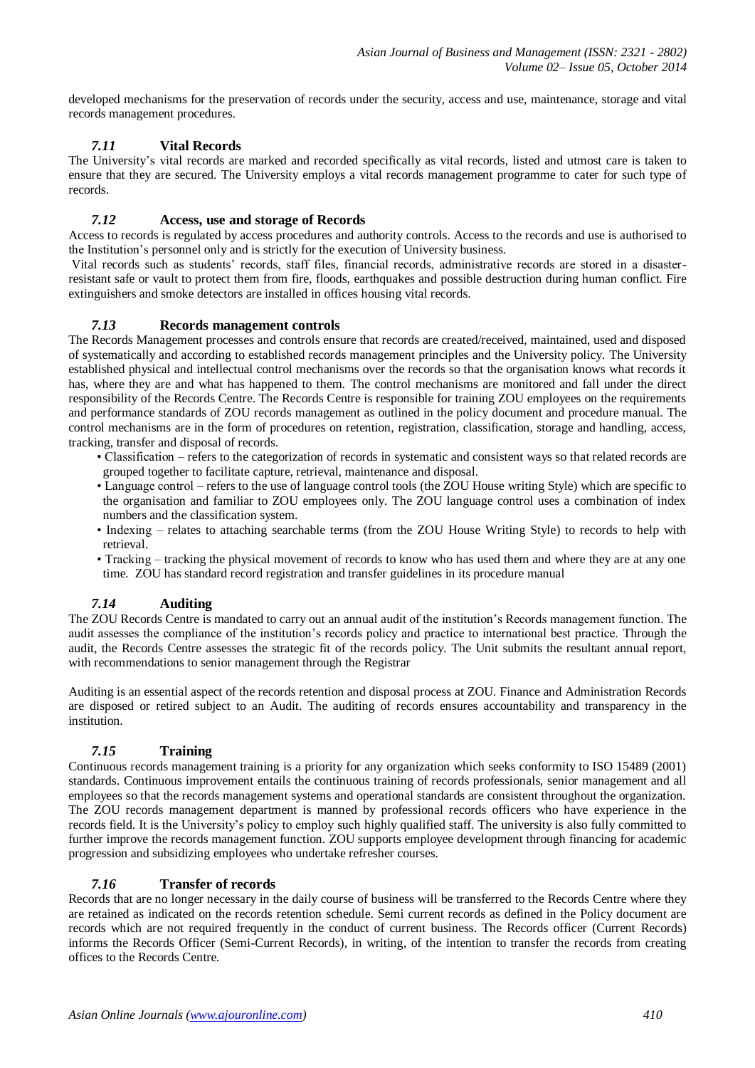developed mechanisms for the preservation of records under the security, access and use, maintenance, storage and vital records management procedures.

### *7.11* Vital Records

The University's vital records are marked and recorded specifically as vital records, listed and utmost care is taken to ensure that they are secured. The University employs a vital records management programme to cater for such type of records.

### *7.12* Access, use and storage of Records

Access to records is regulated by access procedures and authority controls. Access to the records and use is authorised to the Institution's personnel only and is strictly for the execution of University business.

Vital records such as students' records, staff files, financial records, administrative records are stored in a disaster-resistant safe or vault to protect them from fire, floods, earthquakes and possible destruction during human conflict. Fire extinguishers and smoke detectors are installed in offices housing vital records.

### *7.13* Records management controls

The Records Management processes and controls ensure that records are created/received, maintained, used and disposed of systematically and according to established records management principles and the University policy. The University established physical and intellectual control mechanisms over the records so that the organisation knows what records it has, where they are and what has happened to them. The control mechanisms are monitored and fall under the direct responsibility of the Records Centre. The Records Centre is responsible for training ZOU employees on the requirements and performance standards of ZOU records management as outlined in the policy document and procedure manual. The control mechanisms are in the form of procedures on retention, registration, classification, storage and handling, access, tracking, transfer and disposal of records.

- Classification – refers to the categorization of records in systematic and consistent ways so that related records are grouped together to facilitate capture, retrieval, maintenance and disposal.
- Language control – refers to the use of language control tools (the ZOU House writing Style) which are specific to the organisation and familiar to ZOU employees only. The ZOU language control uses a combination of index numbers and the classification system.
- Indexing – relates to attaching searchable terms (from the ZOU House Writing Style) to records to help with retrieval.
- Tracking – tracking the physical movement of records to know who has used them and where they are at any one time. ZOU has standard record registration and transfer guidelines in its procedure manual

### *7.14* Auditing

The ZOU Records Centre is mandated to carry out an annual audit of the institution's Records management function. The audit assesses the compliance of the institution's records policy and practice to international best practice. Through the audit, the Records Centre assesses the strategic fit of the records policy. The Unit submits the resultant annual report, with recommendations to senior management through the Registrar

Auditing is an essential aspect of the records retention and disposal process at ZOU. Finance and Administration Records are disposed or retired subject to an Audit. The auditing of records ensures accountability and transparency in the institution.

### *7.15* Training

Continuous records management training is a priority for any organization which seeks conformity to ISO 15489 (2001) standards. Continuous improvement entails the continuous training of records professionals, senior management and all employees so that the records management systems and operational standards are consistent throughout the organization. The ZOU records management department is manned by professional records officers who have experience in the records field. It is the University's policy to employ such highly qualified staff. The university is also fully committed to further improve the records management function. ZOU supports employee development through financing for academic progression and subsidizing employees who undertake refresher courses.

### *7.16* Transfer of records

Records that are no longer necessary in the daily course of business will be transferred to the Records Centre where they are retained as indicated on the records retention schedule. Semi current records as defined in the Policy document are records which are not required frequently in the conduct of current business. The Records officer (Current Records) informs the Records Officer (Semi-Current Records), in writing, of the intention to transfer the records from creating offices to the Records Centre.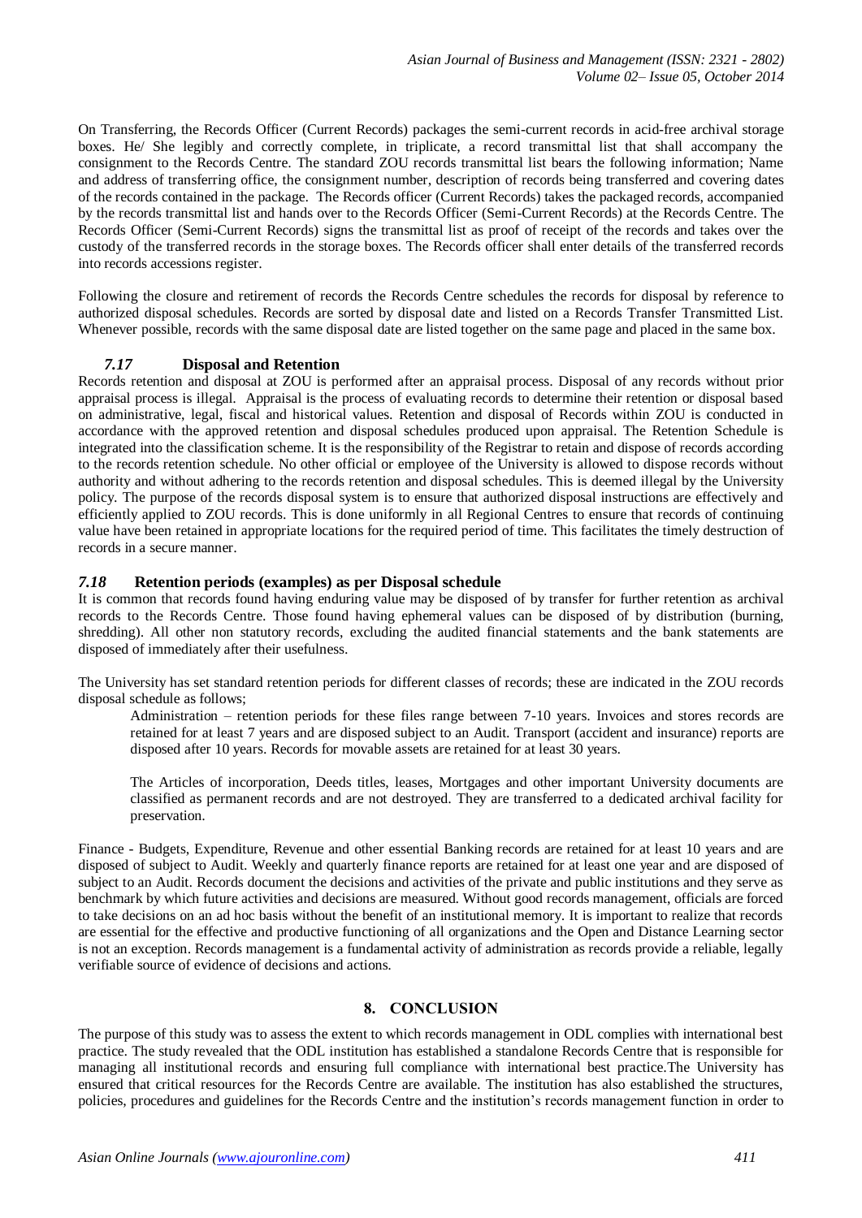On Transferring, the Records Officer (Current Records) packages the semi-current records in acid-free archival storage boxes. He/ She legibly and correctly complete, in triplicate, a record transmittal list that shall accompany the consignment to the Records Centre. The standard ZOU records transmittal list bears the following information; Name and address of transferring office, the consignment number, description of records being transferred and covering dates of the records contained in the package. The Records officer (Current Records) takes the packaged records, accompanied by the records transmittal list and hands over to the Records Officer (Semi-Current Records) at the Records Centre. The Records Officer (Semi-Current Records) signs the transmittal list as proof of receipt of the records and takes over the custody of the transferred records in the storage boxes. The Records officer shall enter details of the transferred records into records accessions register.

Following the closure and retirement of records the Records Centre schedules the records for disposal by reference to authorized disposal schedules. Records are sorted by disposal date and listed on a Records Transfer Transmitted List. Whenever possible, records with the same disposal date are listed together on the same page and placed in the same box.

### *7.17* Disposal and Retention

Records retention and disposal at ZOU is performed after an appraisal process. Disposal of any records without prior appraisal process is illegal. Appraisal is the process of evaluating records to determine their retention or disposal based on administrative, legal, fiscal and historical values. Retention and disposal of Records within ZOU is conducted in accordance with the approved retention and disposal schedules produced upon appraisal. The Retention Schedule is integrated into the classification scheme. It is the responsibility of the Registrar to retain and dispose of records according to the records retention schedule. No other official or employee of the University is allowed to dispose records without authority and without adhering to the records retention and disposal schedules. This is deemed illegal by the University policy. The purpose of the records disposal system is to ensure that authorized disposal instructions are effectively and efficiently applied to ZOU records. This is done uniformly in all Regional Centres to ensure that records of continuing value have been retained in appropriate locations for the required period of time. This facilitates the timely destruction of records in a secure manner.

### *7.18* Retention periods (examples) as per Disposal schedule

It is common that records found having enduring value may be disposed of by transfer for further retention as archival records to the Records Centre. Those found having ephemeral values can be disposed of by distribution (burning, shredding). All other non statutory records, excluding the audited financial statements and the bank statements are disposed of immediately after their usefulness.

The University has set standard retention periods for different classes of records; these are indicated in the ZOU records disposal schedule as follows;

> Administration – retention periods for these files range between 7-10 years. Invoices and stores records are retained for at least 7 years and are disposed subject to an Audit. Transport (accident and insurance) reports are disposed after 10 years. Records for movable assets are retained for at least 30 years.
>
> The Articles of incorporation, Deeds titles, leases, Mortgages and other important University documents are classified as permanent records and are not destroyed. They are transferred to a dedicated archival facility for preservation.

Finance - Budgets, Expenditure, Revenue and other essential Banking records are retained for at least 10 years and are disposed of subject to Audit. Weekly and quarterly finance reports are retained for at least one year and are disposed of subject to an Audit. Records document the decisions and activities of the private and public institutions and they serve as benchmark by which future activities and decisions are measured. Without good records management, officials are forced to take decisions on an ad hoc basis without the benefit of an institutional memory. It is important to realize that records are essential for the effective and productive functioning of all organizations and the Open and Distance Learning sector is not an exception. Records management is a fundamental activity of administration as records provide a reliable, legally verifiable source of evidence of decisions and actions.

## 8. CONCLUSION

The purpose of this study was to assess the extent to which records management in ODL complies with international best practice. The study revealed that the ODL institution has established a standalone Records Centre that is responsible for managing all institutional records and ensuring full compliance with international best practice.The University has ensured that critical resources for the Records Centre are available. The institution has also established the structures, policies, procedures and guidelines for the Records Centre and the institution's records management function in order to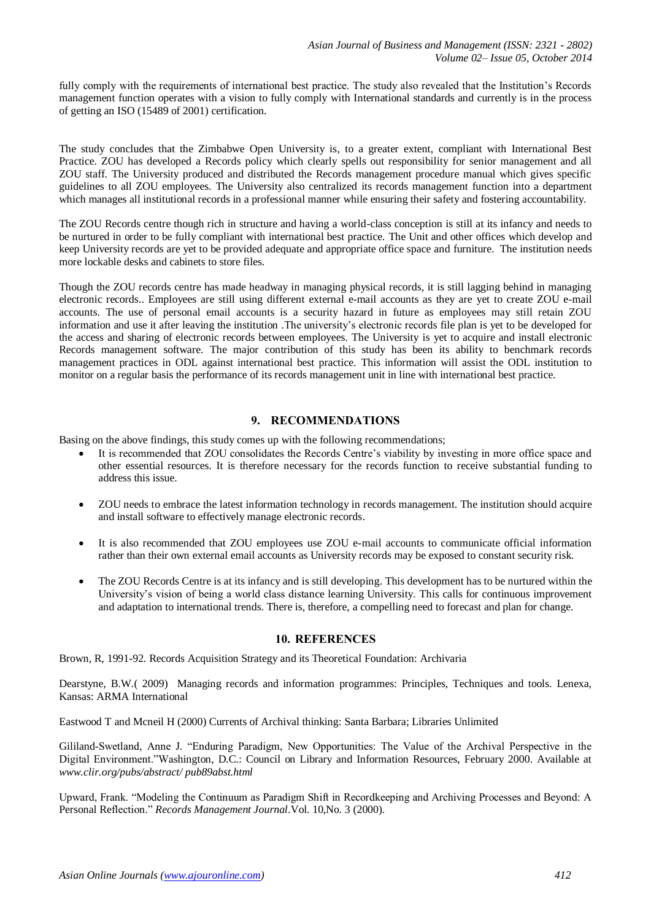fully comply with the requirements of international best practice. The study also revealed that the Institution's Records management function operates with a vision to fully comply with International standards and currently is in the process of getting an ISO (15489 of 2001) certification.

The study concludes that the Zimbabwe Open University is, to a greater extent, compliant with International Best Practice. ZOU has developed a Records policy which clearly spells out responsibility for senior management and all ZOU staff. The University produced and distributed the Records management procedure manual which gives specific guidelines to all ZOU employees. The University also centralized its records management function into a department which manages all institutional records in a professional manner while ensuring their safety and fostering accountability.

The ZOU Records centre though rich in structure and having a world-class conception is still at its infancy and needs to be nurtured in order to be fully compliant with international best practice. The Unit and other offices which develop and keep University records are yet to be provided adequate and appropriate office space and furniture. The institution needs more lockable desks and cabinets to store files.

Though the ZOU records centre has made headway in managing physical records, it is still lagging behind in managing electronic records.. Employees are still using different external e-mail accounts as they are yet to create ZOU e-mail accounts. The use of personal email accounts is a security hazard in future as employees may still retain ZOU information and use it after leaving the institution .The university's electronic records file plan is yet to be developed for the access and sharing of electronic records between employees. The University is yet to acquire and install electronic Records management software. The major contribution of this study has been its ability to benchmark records management practices in ODL against international best practice. This information will assist the ODL institution to monitor on a regular basis the performance of its records management unit in line with international best practice.

## 9. RECOMMENDATIONS

Basing on the above findings, this study comes up with the following recommendations;

- It is recommended that ZOU consolidates the Records Centre's viability by investing in more office space and other essential resources. It is therefore necessary for the records function to receive substantial funding to address this issue.
- ZOU needs to embrace the latest information technology in records management. The institution should acquire and install software to effectively manage electronic records.
- It is also recommended that ZOU employees use ZOU e-mail accounts to communicate official information rather than their own external email accounts as University records may be exposed to constant security risk.
- The ZOU Records Centre is at its infancy and is still developing. This development has to be nurtured within the University's vision of being a world class distance learning University. This calls for continuous improvement and adaptation to international trends. There is, therefore, a compelling need to forecast and plan for change.

## 10. REFERENCES

Brown, R, 1991-92. Records Acquisition Strategy and its Theoretical Foundation: Archivaria

Dearstyne, B.W.( 2009) Managing records and information programmes: Principles, Techniques and tools. Lenexa, Kansas: ARMA International

Eastwood T and Mcneil H (2000) Currents of Archival thinking: Santa Barbara; Libraries Unlimited

Gililand-Swetland, Anne J. "Enduring Paradigm, New Opportunities: The Value of the Archival Perspective in the Digital Environment."Washington, D.C.: Council on Library and Information Resources, February 2000. Available at *www.clir.org/pubs/abstract/ pub89abst.html*

Upward, Frank. "Modeling the Continuum as Paradigm Shift in Recordkeeping and Archiving Processes and Beyond: A Personal Reflection." *Records Management Journal*.Vol. 10,No. 3 (2000).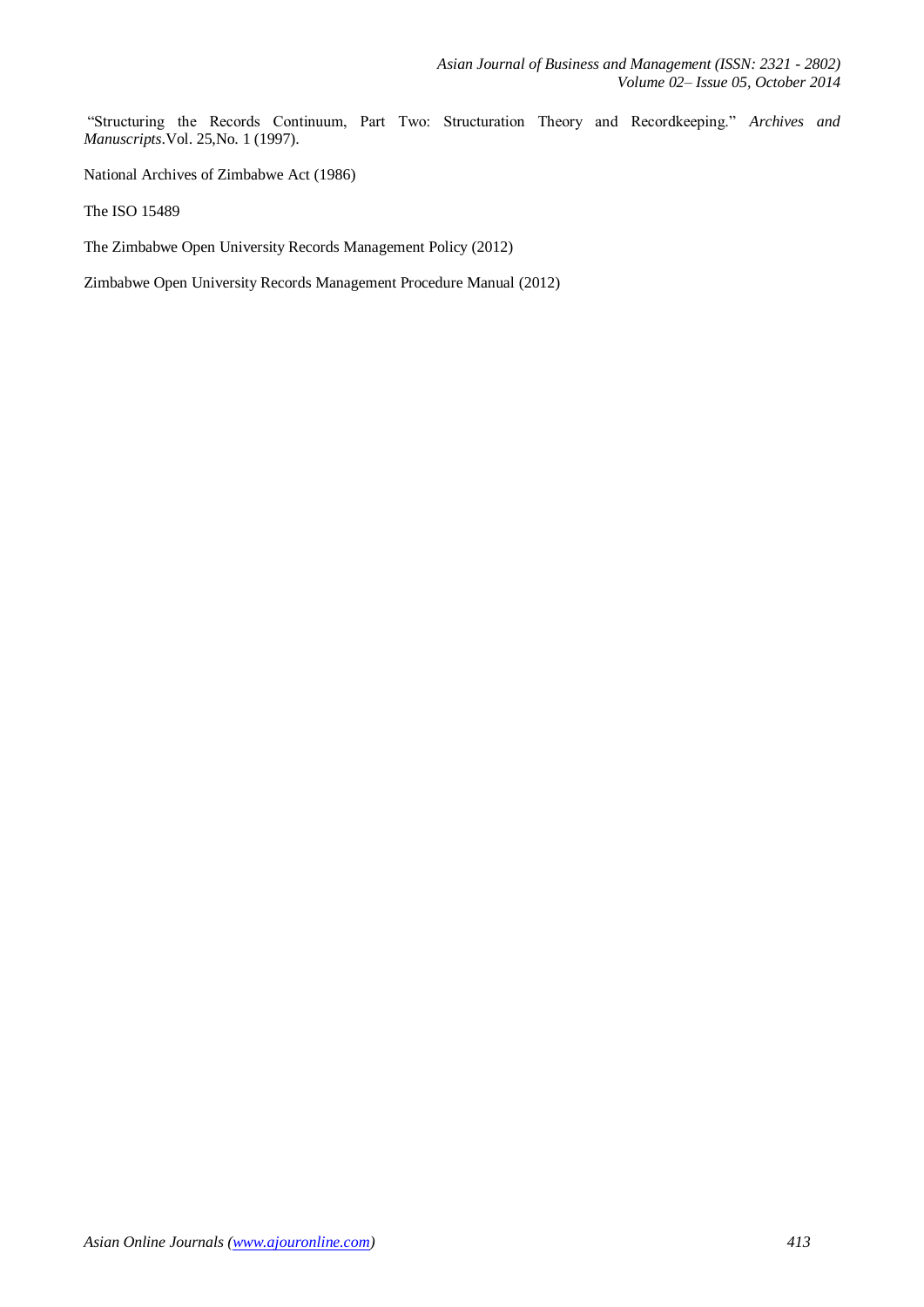"Structuring the Records Continuum, Part Two: Structuration Theory and Recordkeeping." *Archives and Manuscripts*.Vol. 25,No. 1 (1997).

National Archives of Zimbabwe Act (1986)

The ISO 15489

The Zimbabwe Open University Records Management Policy (2012)

Zimbabwe Open University Records Management Procedure Manual (2012)